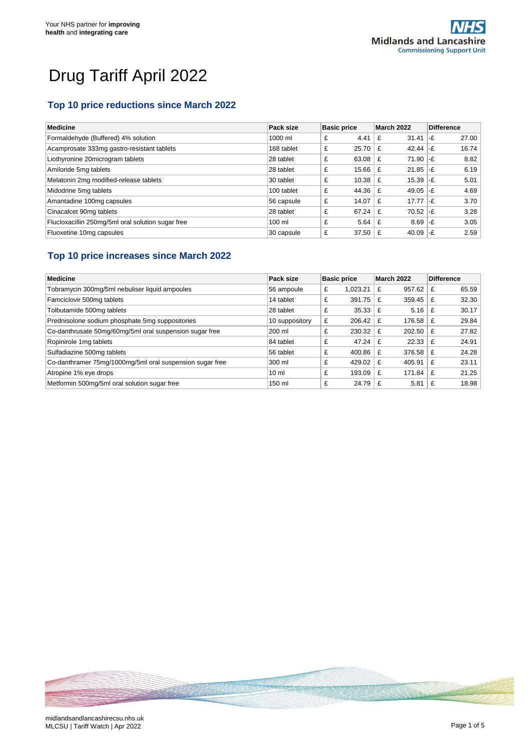Your NHS partner for **improving health** and **integrating care**

# Drug Tariff April 2022

## Top 10 price reductions since March 2022

| Medicine | Pack size | Basic price | March 2022 | Difference |
|---|---|---|---|---|
| Formaldehyde (Buffered) 4% solution | 1000 ml | £ 4.41 | £ 31.41 | -£ 27.00 |
| Acamprosate 333mg gastro-resistant tablets | 168 tablet | £ 25.70 | £ 42.44 | -£ 16.74 |
| Liothyronine 20microgram tablets | 28 tablet | £ 63.08 | £ 71.90 | -£ 8.82 |
| Amiloride 5mg tablets | 28 tablet | £ 15.66 | £ 21.85 | -£ 6.19 |
| Melatonin 2mg modified-release tablets | 30 tablet | £ 10.38 | £ 15.39 | -£ 5.01 |
| Midodrine 5mg tablets | 100 tablet | £ 44.36 | £ 49.05 | -£ 4.69 |
| Amantadine 100mg capsules | 56 capsule | £ 14.07 | £ 17.77 | -£ 3.70 |
| Cinacalcet 90mg tablets | 28 tablet | £ 67.24 | £ 70.52 | -£ 3.28 |
| Flucloxacillin 250mg/5ml oral solution sugar free | 100 ml | £ 5.64 | £ 8.69 | -£ 3.05 |
| Fluoxetine 10mg capsules | 30 capsule | £ 37.50 | £ 40.09 | -£ 2.59 |

## Top 10 price increases since March 2022

| Medicine | Pack size | Basic price | March 2022 | Difference |
|---|---|---|---|---|
| Tobramycin 300mg/5ml nebuliser liquid ampoules | 56 ampoule | £ 1,023.21 | £ 957.62 | £ 65.59 |
| Famciclovir 500mg tablets | 14 tablet | £ 391.75 | £ 359.45 | £ 32.30 |
| Tolbutamide 500mg tablets | 28 tablet | £ 35.33 | £ 5.16 | £ 30.17 |
| Prednisolone sodium phosphate 5mg suppositories | 10 suppository | £ 206.42 | £ 176.58 | £ 29.84 |
| Co-danthrusate 50mg/60mg/5ml oral suspension sugar free | 200 ml | £ 230.32 | £ 202.50 | £ 27.82 |
| Ropinirole 1mg tablets | 84 tablet | £ 47.24 | £ 22.33 | £ 24.91 |
| Sulfadiazine 500mg tablets | 56 tablet | £ 400.86 | £ 376.58 | £ 24.28 |
| Co-danthramer 75mg/1000mg/5ml oral suspension sugar free | 300 ml | £ 429.02 | £ 405.91 | £ 23.11 |
| Atropine 1% eye drops | 10 ml | £ 193.09 | £ 171.84 | £ 21.25 |
| Metformin 500mg/5ml oral solution sugar free | 150 ml | £ 24.79 | £ 5.81 | £ 18.98 |

midlandsandlancashirecsu.nhs.uk
MLCSU | Tariff Watch | Apr 2022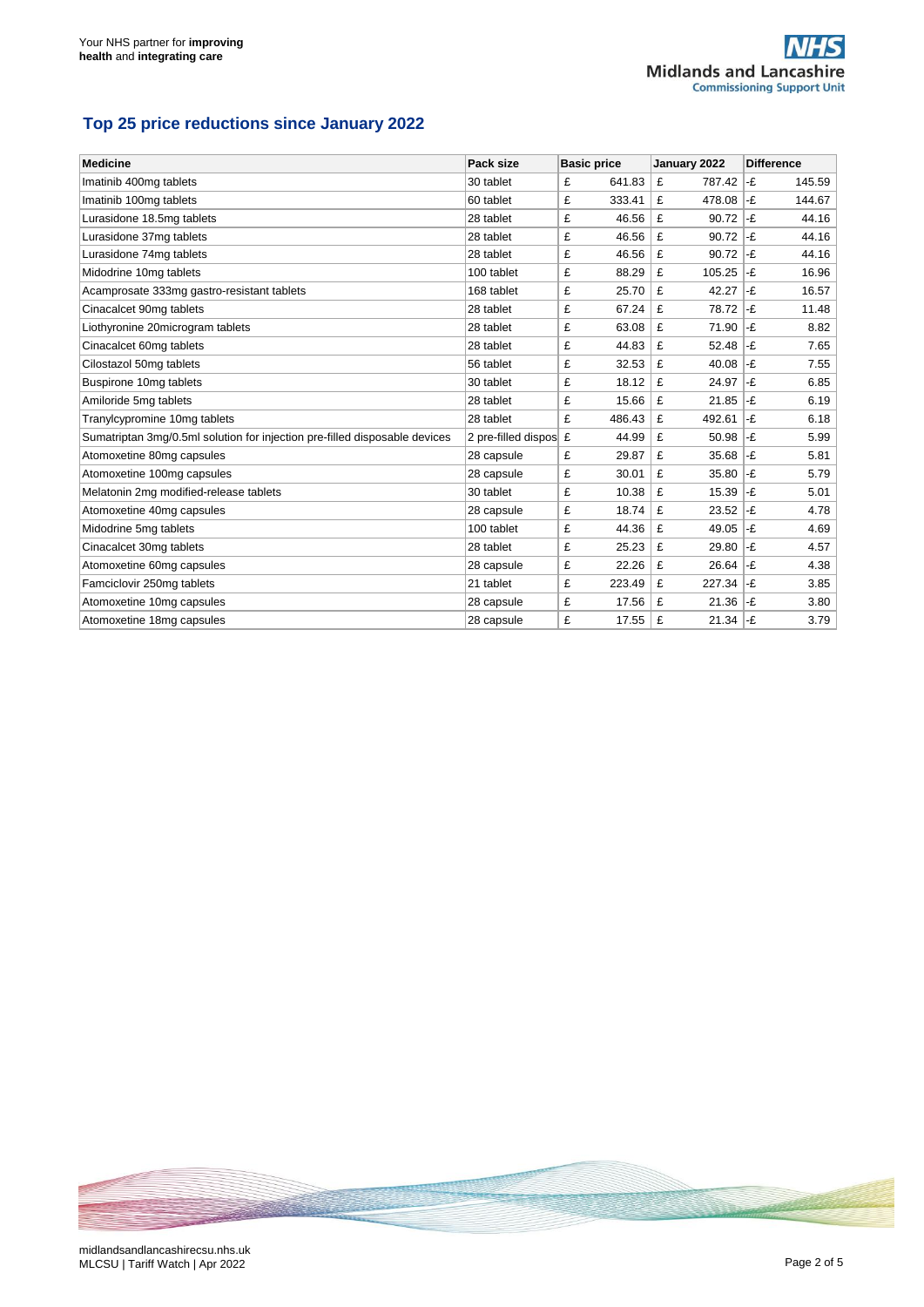## Top 25 price reductions since January 2022

| Medicine | Pack size | Basic price | January 2022 | Difference |
|---|---|---|---|---|
| Imatinib 400mg tablets | 30 tablet | £ 641.83 | £ 787.42 | -£ 145.59 |
| Imatinib 100mg tablets | 60 tablet | £ 333.41 | £ 478.08 | -£ 144.67 |
| Lurasidone 18.5mg tablets | 28 tablet | £ 46.56 | £ 90.72 | -£ 44.16 |
| Lurasidone 37mg tablets | 28 tablet | £ 46.56 | £ 90.72 | -£ 44.16 |
| Lurasidone 74mg tablets | 28 tablet | £ 46.56 | £ 90.72 | -£ 44.16 |
| Midodrine 10mg tablets | 100 tablet | £ 88.29 | £ 105.25 | -£ 16.96 |
| Acamprosate 333mg gastro-resistant tablets | 168 tablet | £ 25.70 | £ 42.27 | -£ 16.57 |
| Cinacalcet 90mg tablets | 28 tablet | £ 67.24 | £ 78.72 | -£ 11.48 |
| Liothyronine 20microgram tablets | 28 tablet | £ 63.08 | £ 71.90 | -£ 8.82 |
| Cinacalcet 60mg tablets | 28 tablet | £ 44.83 | £ 52.48 | -£ 7.65 |
| Cilostazol 50mg tablets | 56 tablet | £ 32.53 | £ 40.08 | -£ 7.55 |
| Buspirone 10mg tablets | 30 tablet | £ 18.12 | £ 24.97 | -£ 6.85 |
| Amiloride 5mg tablets | 28 tablet | £ 15.66 | £ 21.85 | -£ 6.19 |
| Tranylcypromine 10mg tablets | 28 tablet | £ 486.43 | £ 492.61 | -£ 6.18 |
| Sumatriptan 3mg/0.5ml solution for injection pre-filled disposable devices | 2 pre-filled dispos | £ 44.99 | £ 50.98 | -£ 5.99 |
| Atomoxetine 80mg capsules | 28 capsule | £ 29.87 | £ 35.68 | -£ 5.81 |
| Atomoxetine 100mg capsules | 28 capsule | £ 30.01 | £ 35.80 | -£ 5.79 |
| Melatonin 2mg modified-release tablets | 30 tablet | £ 10.38 | £ 15.39 | -£ 5.01 |
| Atomoxetine 40mg capsules | 28 capsule | £ 18.74 | £ 23.52 | -£ 4.78 |
| Midodrine 5mg tablets | 100 tablet | £ 44.36 | £ 49.05 | -£ 4.69 |
| Cinacalcet 30mg tablets | 28 tablet | £ 25.23 | £ 29.80 | -£ 4.57 |
| Atomoxetine 60mg capsules | 28 capsule | £ 22.26 | £ 26.64 | -£ 4.38 |
| Famciclovir 250mg tablets | 21 tablet | £ 223.49 | £ 227.34 | -£ 3.85 |
| Atomoxetine 10mg capsules | 28 capsule | £ 17.56 | £ 21.36 | -£ 3.80 |
| Atomoxetine 18mg capsules | 28 capsule | £ 17.55 | £ 21.34 | -£ 3.79 |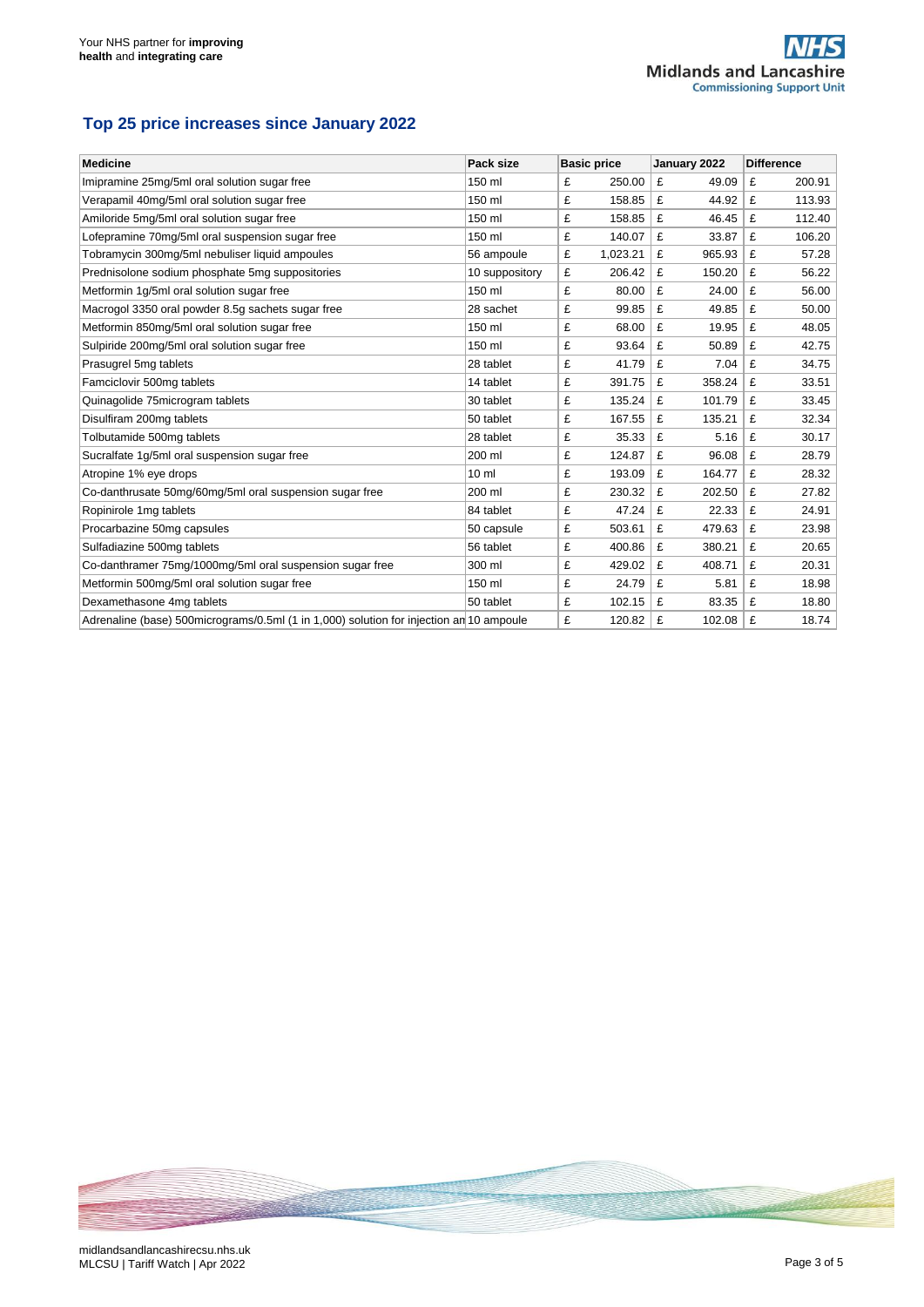## Top 25 price increases since January 2022

| Medicine | Pack size | Basic price | January 2022 | Difference |
|---|---|---|---|---|
| Imipramine 25mg/5ml oral solution sugar free | 150 ml | £ 250.00 | £ 49.09 | £ 200.91 |
| Verapamil 40mg/5ml oral solution sugar free | 150 ml | £ 158.85 | £ 44.92 | £ 113.93 |
| Amiloride 5mg/5ml oral solution sugar free | 150 ml | £ 158.85 | £ 46.45 | £ 112.40 |
| Lofepramine 70mg/5ml oral suspension sugar free | 150 ml | £ 140.07 | £ 33.87 | £ 106.20 |
| Tobramycin 300mg/5ml nebuliser liquid ampoules | 56 ampoule | £ 1,023.21 | £ 965.93 | £ 57.28 |
| Prednisolone sodium phosphate 5mg suppositories | 10 suppository | £ 206.42 | £ 150.20 | £ 56.22 |
| Metformin 1g/5ml oral solution sugar free | 150 ml | £ 80.00 | £ 24.00 | £ 56.00 |
| Macrogol 3350 oral powder 8.5g sachets sugar free | 28 sachet | £ 99.85 | £ 49.85 | £ 50.00 |
| Metformin 850mg/5ml oral solution sugar free | 150 ml | £ 68.00 | £ 19.95 | £ 48.05 |
| Sulpiride 200mg/5ml oral solution sugar free | 150 ml | £ 93.64 | £ 50.89 | £ 42.75 |
| Prasugrel 5mg tablets | 28 tablet | £ 41.79 | £ 7.04 | £ 34.75 |
| Famciclovir 500mg tablets | 14 tablet | £ 391.75 | £ 358.24 | £ 33.51 |
| Quinagolide 75microgram tablets | 30 tablet | £ 135.24 | £ 101.79 | £ 33.45 |
| Disulfiram 200mg tablets | 50 tablet | £ 167.55 | £ 135.21 | £ 32.34 |
| Tolbutamide 500mg tablets | 28 tablet | £ 35.33 | £ 5.16 | £ 30.17 |
| Sucralfate 1g/5ml oral suspension sugar free | 200 ml | £ 124.87 | £ 96.08 | £ 28.79 |
| Atropine 1% eye drops | 10 ml | £ 193.09 | £ 164.77 | £ 28.32 |
| Co-danthrusate 50mg/60mg/5ml oral suspension sugar free | 200 ml | £ 230.32 | £ 202.50 | £ 27.82 |
| Ropinirole 1mg tablets | 84 tablet | £ 47.24 | £ 22.33 | £ 24.91 |
| Procarbazine 50mg capsules | 50 capsule | £ 503.61 | £ 479.63 | £ 23.98 |
| Sulfadiazine 500mg tablets | 56 tablet | £ 400.86 | £ 380.21 | £ 20.65 |
| Co-danthramer 75mg/1000mg/5ml oral suspension sugar free | 300 ml | £ 429.02 | £ 408.71 | £ 20.31 |
| Metformin 500mg/5ml oral solution sugar free | 150 ml | £ 24.79 | £ 5.81 | £ 18.98 |
| Dexamethasone 4mg tablets | 50 tablet | £ 102.15 | £ 83.35 | £ 18.80 |
| Adrenaline (base) 500micrograms/0.5ml (1 in 1,000) solution for injection an | 10 ampoule | £ 120.82 | £ 102.08 | £ 18.74 |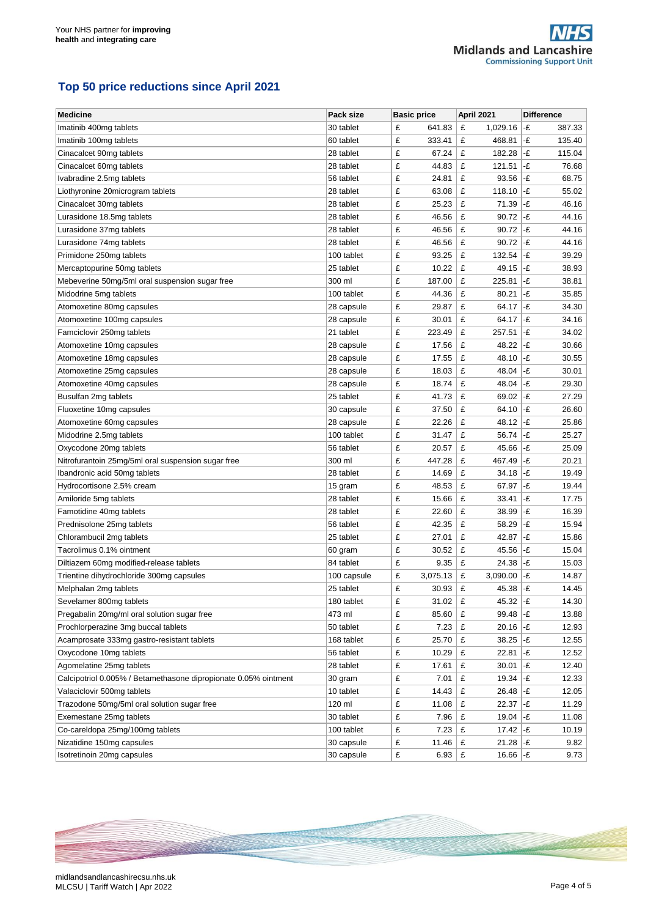## Top 50 price reductions since April 2021

| Medicine | Pack size | Basic price | April 2021 | Difference |
|---|---|---|---|---|
| Imatinib 400mg tablets | 30 tablet | £ 641.83 | £ 1,029.16 | -£ 387.33 |
| Imatinib 100mg tablets | 60 tablet | £ 333.41 | £ 468.81 | -£ 135.40 |
| Cinacalcet 90mg tablets | 28 tablet | £ 67.24 | £ 182.28 | -£ 115.04 |
| Cinacalcet 60mg tablets | 28 tablet | £ 44.83 | £ 121.51 | -£ 76.68 |
| Ivabradine 2.5mg tablets | 56 tablet | £ 24.81 | £ 93.56 | -£ 68.75 |
| Liothyronine 20microgram tablets | 28 tablet | £ 63.08 | £ 118.10 | -£ 55.02 |
| Cinacalcet 30mg tablets | 28 tablet | £ 25.23 | £ 71.39 | -£ 46.16 |
| Lurasidone 18.5mg tablets | 28 tablet | £ 46.56 | £ 90.72 | -£ 44.16 |
| Lurasidone 37mg tablets | 28 tablet | £ 46.56 | £ 90.72 | -£ 44.16 |
| Lurasidone 74mg tablets | 28 tablet | £ 46.56 | £ 90.72 | -£ 44.16 |
| Primidone 250mg tablets | 100 tablet | £ 93.25 | £ 132.54 | -£ 39.29 |
| Mercaptopurine 50mg tablets | 25 tablet | £ 10.22 | £ 49.15 | -£ 38.93 |
| Mebeverine 50mg/5ml oral suspension sugar free | 300 ml | £ 187.00 | £ 225.81 | -£ 38.81 |
| Midodrine 5mg tablets | 100 tablet | £ 44.36 | £ 80.21 | -£ 35.85 |
| Atomoxetine 80mg capsules | 28 capsule | £ 29.87 | £ 64.17 | -£ 34.30 |
| Atomoxetine 100mg capsules | 28 capsule | £ 30.01 | £ 64.17 | -£ 34.16 |
| Famciclovir 250mg tablets | 21 tablet | £ 223.49 | £ 257.51 | -£ 34.02 |
| Atomoxetine 10mg capsules | 28 capsule | £ 17.56 | £ 48.22 | -£ 30.66 |
| Atomoxetine 18mg capsules | 28 capsule | £ 17.55 | £ 48.10 | -£ 30.55 |
| Atomoxetine 25mg capsules | 28 capsule | £ 18.03 | £ 48.04 | -£ 30.01 |
| Atomoxetine 40mg capsules | 28 capsule | £ 18.74 | £ 48.04 | -£ 29.30 |
| Busulfan 2mg tablets | 25 tablet | £ 41.73 | £ 69.02 | -£ 27.29 |
| Fluoxetine 10mg capsules | 30 capsule | £ 37.50 | £ 64.10 | -£ 26.60 |
| Atomoxetine 60mg capsules | 28 capsule | £ 22.26 | £ 48.12 | -£ 25.86 |
| Midodrine 2.5mg tablets | 100 tablet | £ 31.47 | £ 56.74 | -£ 25.27 |
| Oxycodone 20mg tablets | 56 tablet | £ 20.57 | £ 45.66 | -£ 25.09 |
| Nitrofurantoin 25mg/5ml oral suspension sugar free | 300 ml | £ 447.28 | £ 467.49 | -£ 20.21 |
| Ibandronic acid 50mg tablets | 28 tablet | £ 14.69 | £ 34.18 | -£ 19.49 |
| Hydrocortisone 2.5% cream | 15 gram | £ 48.53 | £ 67.97 | -£ 19.44 |
| Amiloride 5mg tablets | 28 tablet | £ 15.66 | £ 33.41 | -£ 17.75 |
| Famotidine 40mg tablets | 28 tablet | £ 22.60 | £ 38.99 | -£ 16.39 |
| Prednisolone 25mg tablets | 56 tablet | £ 42.35 | £ 58.29 | -£ 15.94 |
| Chlorambucil 2mg tablets | 25 tablet | £ 27.01 | £ 42.87 | -£ 15.86 |
| Tacrolimus 0.1% ointment | 60 gram | £ 30.52 | £ 45.56 | -£ 15.04 |
| Diltiazem 60mg modified-release tablets | 84 tablet | £ 9.35 | £ 24.38 | -£ 15.03 |
| Trientine dihydrochloride 300mg capsules | 100 capsule | £ 3,075.13 | £ 3,090.00 | -£ 14.87 |
| Melphalan 2mg tablets | 25 tablet | £ 30.93 | £ 45.38 | -£ 14.45 |
| Sevelamer 800mg tablets | 180 tablet | £ 31.02 | £ 45.32 | -£ 14.30 |
| Pregabalin 20mg/ml oral solution sugar free | 473 ml | £ 85.60 | £ 99.48 | -£ 13.88 |
| Prochlorperazine 3mg buccal tablets | 50 tablet | £ 7.23 | £ 20.16 | -£ 12.93 |
| Acamprosate 333mg gastro-resistant tablets | 168 tablet | £ 25.70 | £ 38.25 | -£ 12.55 |
| Oxycodone 10mg tablets | 56 tablet | £ 10.29 | £ 22.81 | -£ 12.52 |
| Agomelatine 25mg tablets | 28 tablet | £ 17.61 | £ 30.01 | -£ 12.40 |
| Calcipotriol 0.005% / Betamethasone dipropionate 0.05% ointment | 30 gram | £ 7.01 | £ 19.34 | -£ 12.33 |
| Valaciclovir 500mg tablets | 10 tablet | £ 14.43 | £ 26.48 | -£ 12.05 |
| Trazodone 50mg/5ml oral solution sugar free | 120 ml | £ 11.08 | £ 22.37 | -£ 11.29 |
| Exemestane 25mg tablets | 30 tablet | £ 7.96 | £ 19.04 | -£ 11.08 |
| Co-careldopa 25mg/100mg tablets | 100 tablet | £ 7.23 | £ 17.42 | -£ 10.19 |
| Nizatidine 150mg capsules | 30 capsule | £ 11.46 | £ 21.28 | -£ 9.82 |
| Isotretinoin 20mg capsules | 30 capsule | £ 6.93 | £ 16.66 | -£ 9.73 |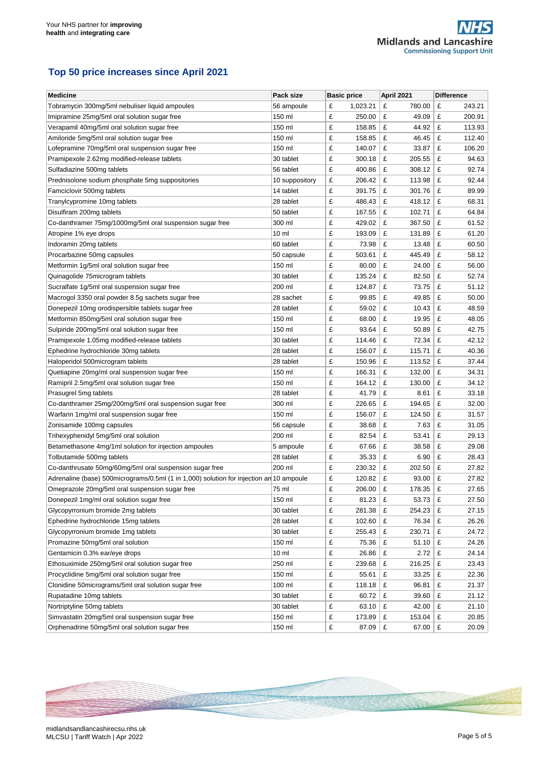## Top 50 price increases since April 2021

| Medicine | Pack size | Basic price | | April 2021 | | Difference | |
|---|---|---|---|---|---|---|---|
| Tobramycin 300mg/5ml nebuliser liquid ampoules | 56 ampoule | £ | 1,023.21 | £ | 780.00 | £ | 243.21 |
| Imipramine 25mg/5ml oral solution sugar free | 150 ml | £ | 250.00 | £ | 49.09 | £ | 200.91 |
| Verapamil 40mg/5ml oral solution sugar free | 150 ml | £ | 158.85 | £ | 44.92 | £ | 113.93 |
| Amiloride 5mg/5ml oral solution sugar free | 150 ml | £ | 158.85 | £ | 46.45 | £ | 112.40 |
| Lofepramine 70mg/5ml oral suspension sugar free | 150 ml | £ | 140.07 | £ | 33.87 | £ | 106.20 |
| Pramipexole 2.62mg modified-release tablets | 30 tablet | £ | 300.18 | £ | 205.55 | £ | 94.63 |
| Sulfadiazine 500mg tablets | 56 tablet | £ | 400.86 | £ | 308.12 | £ | 92.74 |
| Prednisolone sodium phosphate 5mg suppositories | 10 suppository | £ | 206.42 | £ | 113.98 | £ | 92.44 |
| Famciclovir 500mg tablets | 14 tablet | £ | 391.75 | £ | 301.76 | £ | 89.99 |
| Tranylcypromine 10mg tablets | 28 tablet | £ | 486.43 | £ | 418.12 | £ | 68.31 |
| Disulfiram 200mg tablets | 50 tablet | £ | 167.55 | £ | 102.71 | £ | 64.84 |
| Co-danthramer 75mg/1000mg/5ml oral suspension sugar free | 300 ml | £ | 429.02 | £ | 367.50 | £ | 61.52 |
| Atropine 1% eye drops | 10 ml | £ | 193.09 | £ | 131.89 | £ | 61.20 |
| Indoramin 20mg tablets | 60 tablet | £ | 73.98 | £ | 13.48 | £ | 60.50 |
| Procarbazine 50mg capsules | 50 capsule | £ | 503.61 | £ | 445.49 | £ | 58.12 |
| Metformin 1g/5ml oral solution sugar free | 150 ml | £ | 80.00 | £ | 24.00 | £ | 56.00 |
| Quinagolide 75microgram tablets | 30 tablet | £ | 135.24 | £ | 82.50 | £ | 52.74 |
| Sucralfate 1g/5ml oral suspension sugar free | 200 ml | £ | 124.87 | £ | 73.75 | £ | 51.12 |
| Macrogol 3350 oral powder 8.5g sachets sugar free | 28 sachet | £ | 99.85 | £ | 49.85 | £ | 50.00 |
| Donepezil 10mg orodispersible tablets sugar free | 28 tablet | £ | 59.02 | £ | 10.43 | £ | 48.59 |
| Metformin 850mg/5ml oral solution sugar free | 150 ml | £ | 68.00 | £ | 19.95 | £ | 48.05 |
| Sulpiride 200mg/5ml oral solution sugar free | 150 ml | £ | 93.64 | £ | 50.89 | £ | 42.75 |
| Pramipexole 1.05mg modified-release tablets | 30 tablet | £ | 114.46 | £ | 72.34 | £ | 42.12 |
| Ephedrine hydrochloride 30mg tablets | 28 tablet | £ | 156.07 | £ | 115.71 | £ | 40.36 |
| Haloperidol 500microgram tablets | 28 tablet | £ | 150.96 | £ | 113.52 | £ | 37.44 |
| Quetiapine 20mg/ml oral suspension sugar free | 150 ml | £ | 166.31 | £ | 132.00 | £ | 34.31 |
| Ramipril 2.5mg/5ml oral solution sugar free | 150 ml | £ | 164.12 | £ | 130.00 | £ | 34.12 |
| Prasugrel 5mg tablets | 28 tablet | £ | 41.79 | £ | 8.61 | £ | 33.18 |
| Co-danthramer 25mg/200mg/5ml oral suspension sugar free | 300 ml | £ | 226.65 | £ | 194.65 | £ | 32.00 |
| Warfarin 1mg/ml oral suspension sugar free | 150 ml | £ | 156.07 | £ | 124.50 | £ | 31.57 |
| Zonisamide 100mg capsules | 56 capsule | £ | 38.68 | £ | 7.63 | £ | 31.05 |
| Trihexyphenidyl 5mg/5ml oral solution | 200 ml | £ | 82.54 | £ | 53.41 | £ | 29.13 |
| Betamethasone 4mg/1ml solution for injection ampoules | 5 ampoule | £ | 67.66 | £ | 38.58 | £ | 29.08 |
| Tolbutamide 500mg tablets | 28 tablet | £ | 35.33 | £ | 6.90 | £ | 28.43 |
| Co-danthrusate 50mg/60mg/5ml oral suspension sugar free | 200 ml | £ | 230.32 | £ | 202.50 | £ | 27.82 |
| Adrenaline (base) 500micrograms/0.5ml (1 in 1,000) solution for injection ampoules | 10 ampoule | £ | 120.82 | £ | 93.00 | £ | 27.82 |
| Omeprazole 20mg/5ml oral suspension sugar free | 75 ml | £ | 206.00 | £ | 178.35 | £ | 27.65 |
| Donepezil 1mg/ml oral solution sugar free | 150 ml | £ | 81.23 | £ | 53.73 | £ | 27.50 |
| Glycopyrronium bromide 2mg tablets | 30 tablet | £ | 281.38 | £ | 254.23 | £ | 27.15 |
| Ephedrine hydrochloride 15mg tablets | 28 tablet | £ | 102.60 | £ | 76.34 | £ | 26.26 |
| Glycopyrronium bromide 1mg tablets | 30 tablet | £ | 255.43 | £ | 230.71 | £ | 24.72 |
| Promazine 50mg/5ml oral solution | 150 ml | £ | 75.36 | £ | 51.10 | £ | 24.26 |
| Gentamicin 0.3% ear/eye drops | 10 ml | £ | 26.86 | £ | 2.72 | £ | 24.14 |
| Ethosuximide 250mg/5ml oral solution sugar free | 250 ml | £ | 239.68 | £ | 216.25 | £ | 23.43 |
| Procyclidine 5mg/5ml oral solution sugar free | 150 ml | £ | 55.61 | £ | 33.25 | £ | 22.36 |
| Clonidine 50micrograms/5ml oral solution sugar free | 100 ml | £ | 118.18 | £ | 96.81 | £ | 21.37 |
| Rupatadine 10mg tablets | 30 tablet | £ | 60.72 | £ | 39.60 | £ | 21.12 |
| Nortriptyline 50mg tablets | 30 tablet | £ | 63.10 | £ | 42.00 | £ | 21.10 |
| Simvastatin 20mg/5ml oral suspension sugar free | 150 ml | £ | 173.89 | £ | 153.04 | £ | 20.85 |
| Orphenadrine 50mg/5ml oral solution sugar free | 150 ml | £ | 87.09 | £ | 67.00 | £ | 20.09 |